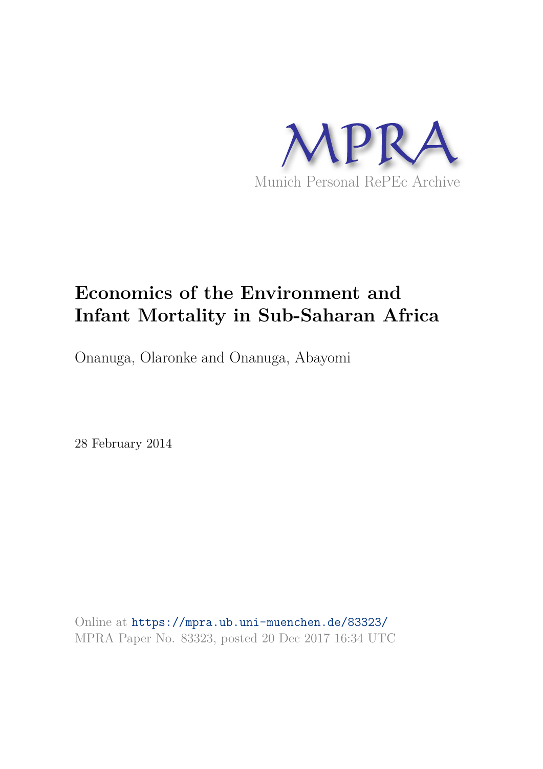MPRA

Munich Personal RePEc Archive

# Economics of the Environment and Infant Mortality in Sub-Saharan Africa

Onanuga, Olaronke and Onanuga, Abayomi

28 February 2014

Online at https://mpra.ub.uni-muenchen.de/83323/
MPRA Paper No. 83323, posted 20 Dec 2017 16:34 UTC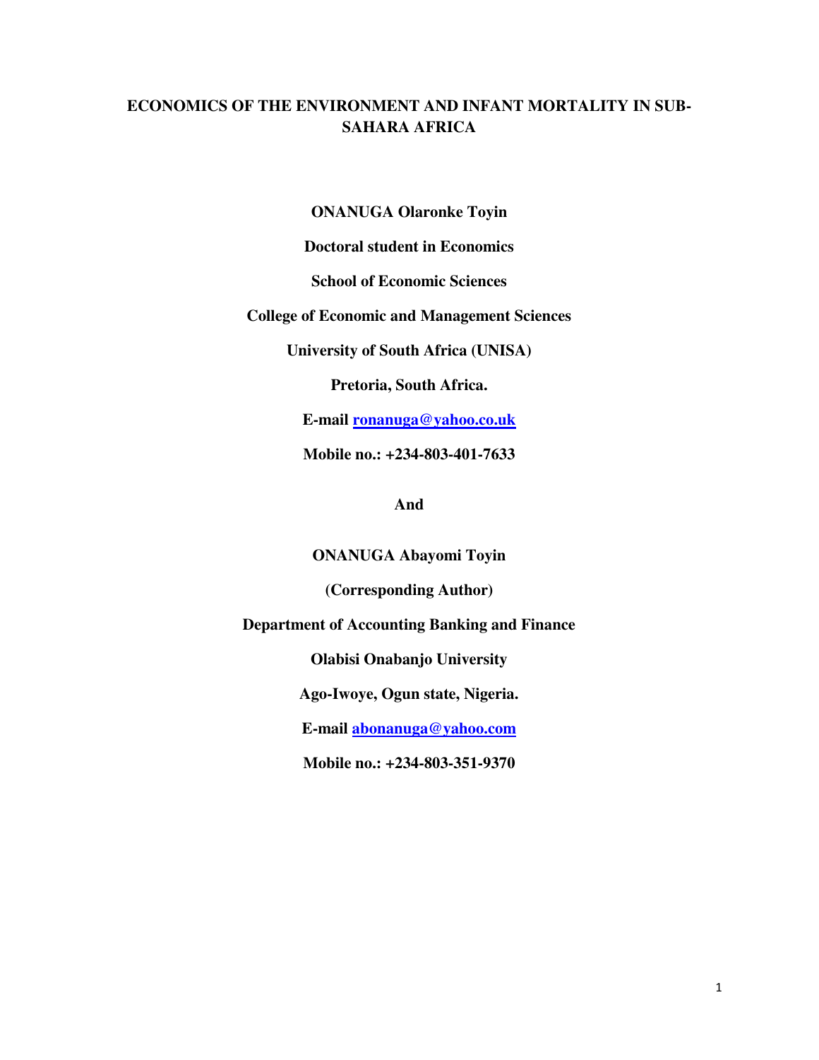# ECONOMICS OF THE ENVIRONMENT AND INFANT MORTALITY IN SUB-SAHARA AFRICA

**ONANUGA Olaronke Toyin**

**Doctoral student in Economics**

**School of Economic Sciences**

**College of Economic and Management Sciences**

**University of South Africa (UNISA)**

**Pretoria, South Africa.**

**E-mail ronanuga@yahoo.co.uk**

**Mobile no.: +234-803-401-7633**

**And**

**ONANUGA Abayomi Toyin**

**(Corresponding Author)**

**Department of Accounting Banking and Finance**

**Olabisi Onabanjo University**

**Ago-Iwoye, Ogun state, Nigeria.**

**E-mail abonanuga@yahoo.com**

**Mobile no.: +234-803-351-9370**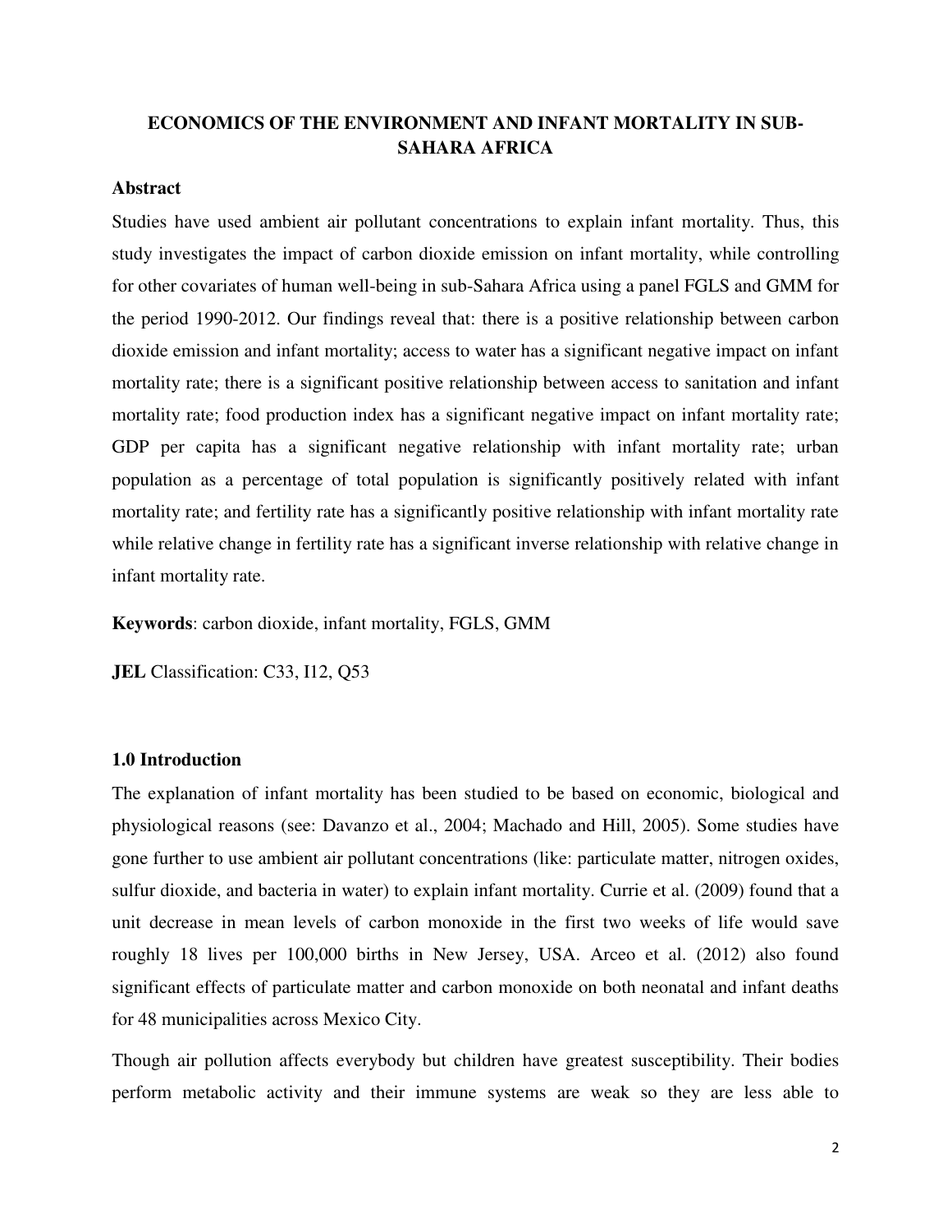## ECONOMICS OF THE ENVIRONMENT AND INFANT MORTALITY IN SUB-SAHARA AFRICA

**Abstract**

Studies have used ambient air pollutant concentrations to explain infant mortality. Thus, this study investigates the impact of carbon dioxide emission on infant mortality, while controlling for other covariates of human well-being in sub-Sahara Africa using a panel FGLS and GMM for the period 1990-2012. Our findings reveal that: there is a positive relationship between carbon dioxide emission and infant mortality; access to water has a significant negative impact on infant mortality rate; there is a significant positive relationship between access to sanitation and infant mortality rate; food production index has a significant negative impact on infant mortality rate; GDP per capita has a significant negative relationship with infant mortality rate; urban population as a percentage of total population is significantly positively related with infant mortality rate; and fertility rate has a significantly positive relationship with infant mortality rate while relative change in fertility rate has a significant inverse relationship with relative change in infant mortality rate.

**Keywords**: carbon dioxide, infant mortality, FGLS, GMM

**JEL** Classification: C33, I12, Q53

### 1.0 Introduction

The explanation of infant mortality has been studied to be based on economic, biological and physiological reasons (see: Davanzo et al., 2004; Machado and Hill, 2005). Some studies have gone further to use ambient air pollutant concentrations (like: particulate matter, nitrogen oxides, sulfur dioxide, and bacteria in water) to explain infant mortality. Currie et al. (2009) found that a unit decrease in mean levels of carbon monoxide in the first two weeks of life would save roughly 18 lives per 100,000 births in New Jersey, USA. Arceo et al. (2012) also found significant effects of particulate matter and carbon monoxide on both neonatal and infant deaths for 48 municipalities across Mexico City.

Though air pollution affects everybody but children have greatest susceptibility. Their bodies perform metabolic activity and their immune systems are weak so they are less able to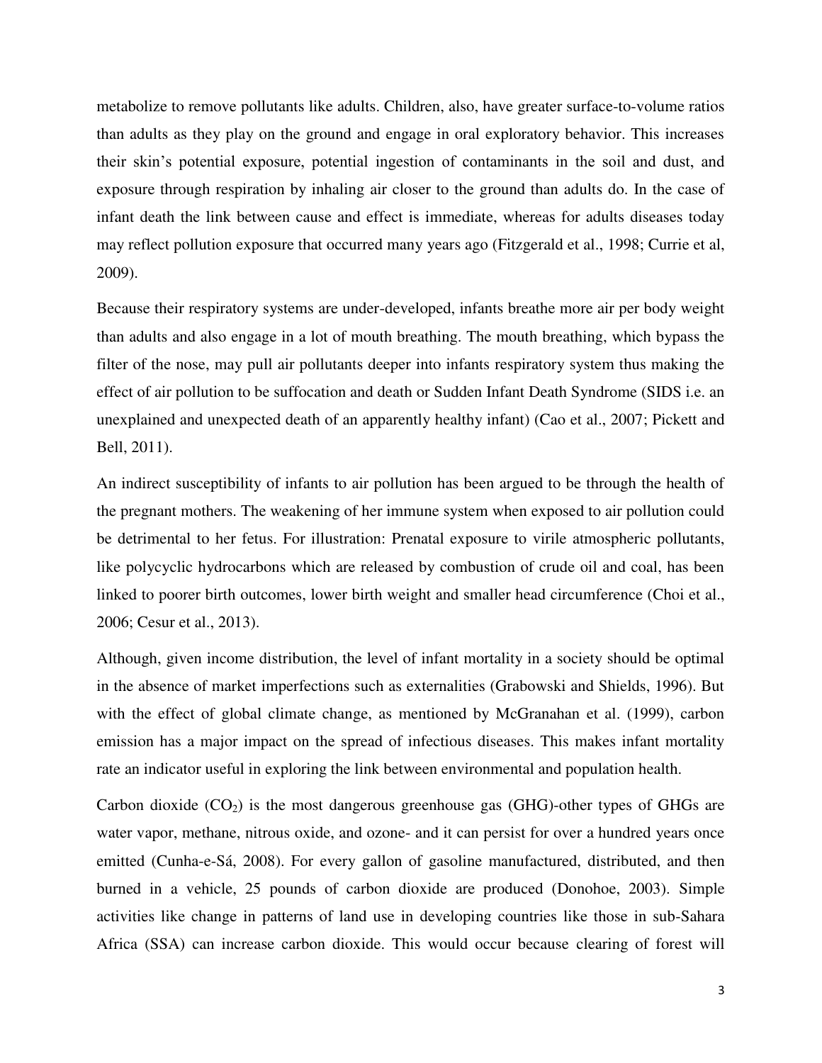metabolize to remove pollutants like adults. Children, also, have greater surface-to-volume ratios than adults as they play on the ground and engage in oral exploratory behavior. This increases their skin's potential exposure, potential ingestion of contaminants in the soil and dust, and exposure through respiration by inhaling air closer to the ground than adults do. In the case of infant death the link between cause and effect is immediate, whereas for adults diseases today may reflect pollution exposure that occurred many years ago (Fitzgerald et al., 1998; Currie et al, 2009).

Because their respiratory systems are under-developed, infants breathe more air per body weight than adults and also engage in a lot of mouth breathing. The mouth breathing, which bypass the filter of the nose, may pull air pollutants deeper into infants respiratory system thus making the effect of air pollution to be suffocation and death or Sudden Infant Death Syndrome (SIDS i.e. an unexplained and unexpected death of an apparently healthy infant) (Cao et al., 2007; Pickett and Bell, 2011).

An indirect susceptibility of infants to air pollution has been argued to be through the health of the pregnant mothers. The weakening of her immune system when exposed to air pollution could be detrimental to her fetus. For illustration: Prenatal exposure to virile atmospheric pollutants, like polycyclic hydrocarbons which are released by combustion of crude oil and coal, has been linked to poorer birth outcomes, lower birth weight and smaller head circumference (Choi et al., 2006; Cesur et al., 2013).

Although, given income distribution, the level of infant mortality in a society should be optimal in the absence of market imperfections such as externalities (Grabowski and Shields, 1996). But with the effect of global climate change, as mentioned by McGranahan et al. (1999), carbon emission has a major impact on the spread of infectious diseases. This makes infant mortality rate an indicator useful in exploring the link between environmental and population health.

Carbon dioxide ($CO_2$) is the most dangerous greenhouse gas (GHG)-other types of GHGs are water vapor, methane, nitrous oxide, and ozone- and it can persist for over a hundred years once emitted (Cunha-e-Sá, 2008). For every gallon of gasoline manufactured, distributed, and then burned in a vehicle, 25 pounds of carbon dioxide are produced (Donohoe, 2003). Simple activities like change in patterns of land use in developing countries like those in sub-Sahara Africa (SSA) can increase carbon dioxide. This would occur because clearing of forest will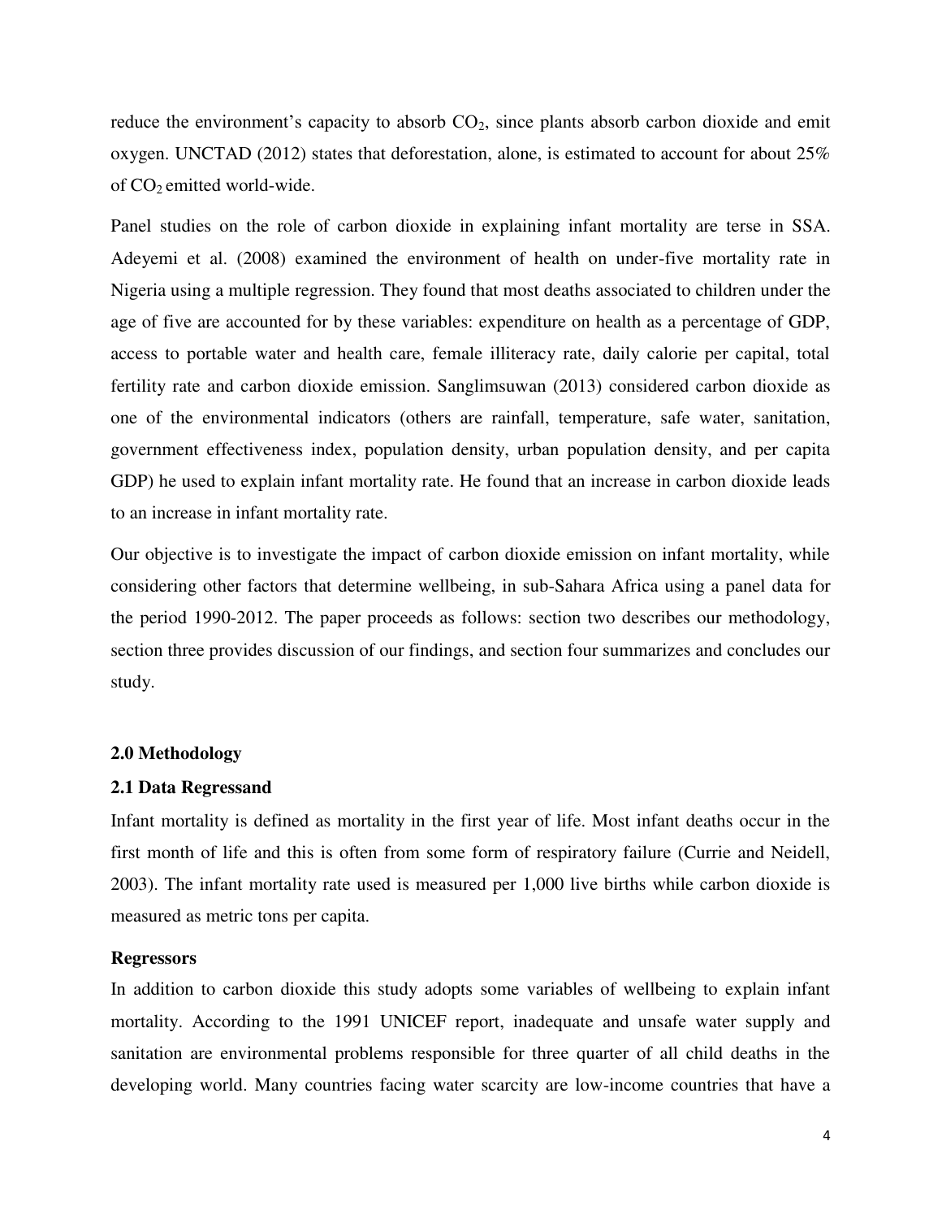reduce the environment's capacity to absorb $CO_2$, since plants absorb carbon dioxide and emit oxygen. UNCTAD (2012) states that deforestation, alone, is estimated to account for about 25% of $CO_2$ emitted world-wide.

Panel studies on the role of carbon dioxide in explaining infant mortality are terse in SSA. Adeyemi et al. (2008) examined the environment of health on under-five mortality rate in Nigeria using a multiple regression. They found that most deaths associated to children under the age of five are accounted for by these variables: expenditure on health as a percentage of GDP, access to portable water and health care, female illiteracy rate, daily calorie per capital, total fertility rate and carbon dioxide emission. Sanglimsuwan (2013) considered carbon dioxide as one of the environmental indicators (others are rainfall, temperature, safe water, sanitation, government effectiveness index, population density, urban population density, and per capita GDP) he used to explain infant mortality rate. He found that an increase in carbon dioxide leads to an increase in infant mortality rate.

Our objective is to investigate the impact of carbon dioxide emission on infant mortality, while considering other factors that determine wellbeing, in sub-Sahara Africa using a panel data for the period 1990-2012. The paper proceeds as follows: section two describes our methodology, section three provides discussion of our findings, and section four summarizes and concludes our study.

## 2.0 Methodology

### 2.1 Data Regressand

Infant mortality is defined as mortality in the first year of life. Most infant deaths occur in the first month of life and this is often from some form of respiratory failure (Currie and Neidell, 2003). The infant mortality rate used is measured per 1,000 live births while carbon dioxide is measured as metric tons per capita.

### Regressors

In addition to carbon dioxide this study adopts some variables of wellbeing to explain infant mortality. According to the 1991 UNICEF report, inadequate and unsafe water supply and sanitation are environmental problems responsible for three quarter of all child deaths in the developing world. Many countries facing water scarcity are low-income countries that have a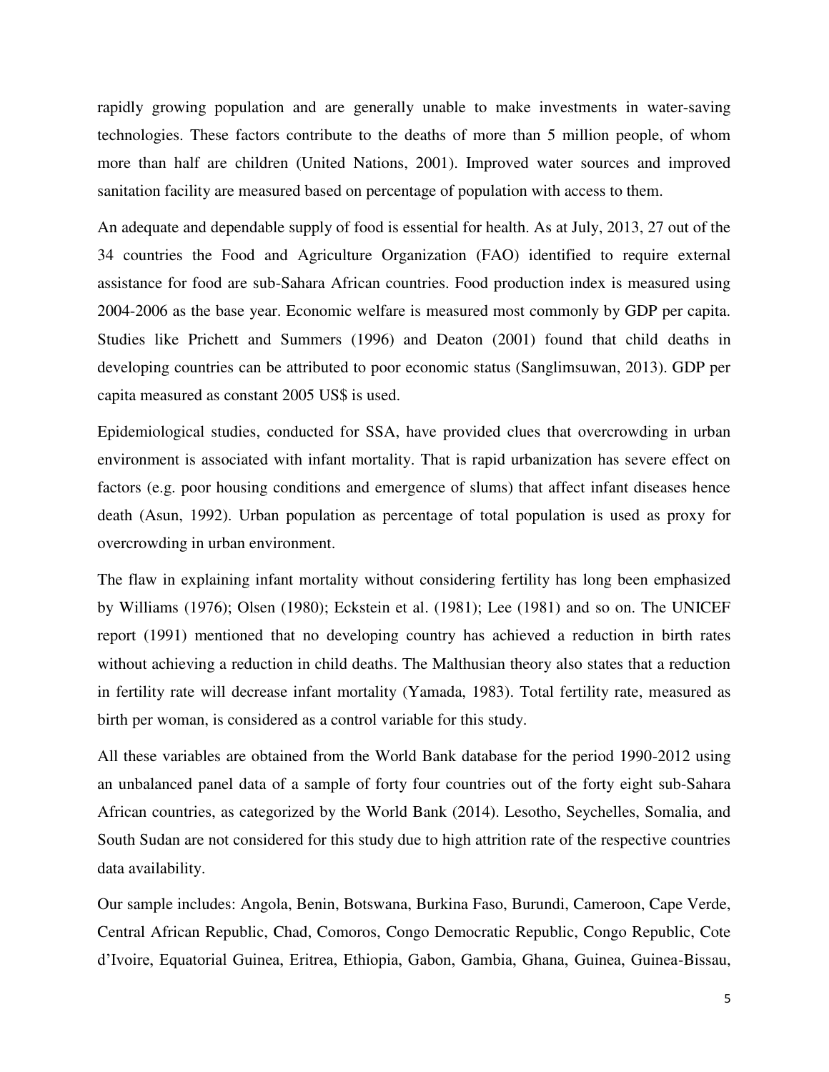rapidly growing population and are generally unable to make investments in water-saving technologies. These factors contribute to the deaths of more than 5 million people, of whom more than half are children (United Nations, 2001). Improved water sources and improved sanitation facility are measured based on percentage of population with access to them.

An adequate and dependable supply of food is essential for health. As at July, 2013, 27 out of the 34 countries the Food and Agriculture Organization (FAO) identified to require external assistance for food are sub-Sahara African countries. Food production index is measured using 2004-2006 as the base year. Economic welfare is measured most commonly by GDP per capita. Studies like Prichett and Summers (1996) and Deaton (2001) found that child deaths in developing countries can be attributed to poor economic status (Sanglimsuwan, 2013). GDP per capita measured as constant 2005 US$ is used.

Epidemiological studies, conducted for SSA, have provided clues that overcrowding in urban environment is associated with infant mortality. That is rapid urbanization has severe effect on factors (e.g. poor housing conditions and emergence of slums) that affect infant diseases hence death (Asun, 1992). Urban population as percentage of total population is used as proxy for overcrowding in urban environment.

The flaw in explaining infant mortality without considering fertility has long been emphasized by Williams (1976); Olsen (1980); Eckstein et al. (1981); Lee (1981) and so on. The UNICEF report (1991) mentioned that no developing country has achieved a reduction in birth rates without achieving a reduction in child deaths. The Malthusian theory also states that a reduction in fertility rate will decrease infant mortality (Yamada, 1983). Total fertility rate, measured as birth per woman, is considered as a control variable for this study.

All these variables are obtained from the World Bank database for the period 1990-2012 using an unbalanced panel data of a sample of forty four countries out of the forty eight sub-Sahara African countries, as categorized by the World Bank (2014). Lesotho, Seychelles, Somalia, and South Sudan are not considered for this study due to high attrition rate of the respective countries data availability.

Our sample includes: Angola, Benin, Botswana, Burkina Faso, Burundi, Cameroon, Cape Verde, Central African Republic, Chad, Comoros, Congo Democratic Republic, Congo Republic, Cote d'Ivoire, Equatorial Guinea, Eritrea, Ethiopia, Gabon, Gambia, Ghana, Guinea, Guinea-Bissau,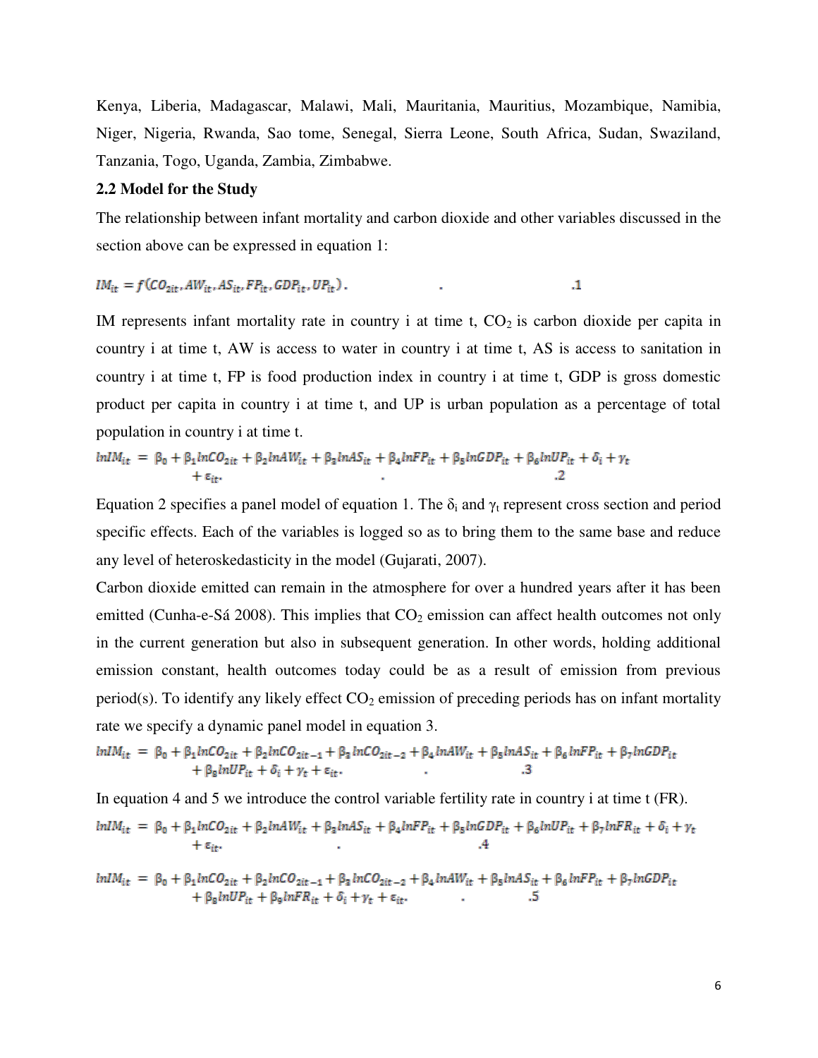Kenya, Liberia, Madagascar, Malawi, Mali, Mauritania, Mauritius, Mozambique, Namibia, Niger, Nigeria, Rwanda, Sao tome, Senegal, Sierra Leone, South Africa, Sudan, Swaziland, Tanzania, Togo, Uganda, Zambia, Zimbabwe.

**2.2 Model for the Study**

The relationship between infant mortality and carbon dioxide and other variables discussed in the section above can be expressed in equation 1:

$$IM_{it} = f(CO_{2it}, AW_{it}, AS_{it}, FP_{it}, GDP_{it}, UP_{it}) \quad .1$$

IM represents infant mortality rate in country i at time t, $CO_2$ is carbon dioxide per capita in country i at time t, AW is access to water in country i at time t, AS is access to sanitation in country i at time t, FP is food production index in country i at time t, GDP is gross domestic product per capita in country i at time t, and UP is urban population as a percentage of total population in country i at time t.

$$lnIM_{it} = \beta_0 + \beta_1 lnCO_{2it} + \beta_2 lnAW_{it} + \beta_3 lnAS_{it} + \beta_4 lnFP_{it} + \beta_5 lnGDP_{it} + \beta_6 lnUP_{it} + \delta_i + \gamma_t + \varepsilon_{it}. \quad .2$$

Equation 2 specifies a panel model of equation 1. The $\delta_i$ and $\gamma_t$ represent cross section and period specific effects. Each of the variables is logged so as to bring them to the same base and reduce any level of heteroskedasticity in the model (Gujarati, 2007).

Carbon dioxide emitted can remain in the atmosphere for over a hundred years after it has been emitted (Cunha-e-Sá 2008). This implies that $CO_2$ emission can affect health outcomes not only in the current generation but also in subsequent generation. In other words, holding additional emission constant, health outcomes today could be as a result of emission from previous period(s). To identify any likely effect $CO_2$ emission of preceding periods has on infant mortality rate we specify a dynamic panel model in equation 3.

$$lnIM_{it} = \beta_0 + \beta_1 lnCO_{2it} + \beta_2 lnCO_{2it-1} + \beta_3 lnCO_{2it-2} + \beta_4 lnAW_{it} + \beta_5 lnAS_{it} + \beta_6 lnFP_{it} + \beta_7 lnGDP_{it} + \beta_8 lnUP_{it} + \delta_i + \gamma_t + \varepsilon_{it}. \quad .3$$

In equation 4 and 5 we introduce the control variable fertility rate in country i at time t (FR).

$$lnIM_{it} = \beta_0 + \beta_1 lnCO_{2it} + \beta_2 lnAW_{it} + \beta_3 lnAS_{it} + \beta_4 lnFP_{it} + \beta_5 lnGDP_{it} + \beta_6 lnUP_{it} + \beta_7 lnFR_{it} + \delta_i + \gamma_t + \varepsilon_{it}. \quad .4$$

$$lnIM_{it} = \beta_0 + \beta_1 lnCO_{2it} + \beta_2 lnCO_{2it-1} + \beta_3 lnCO_{2it-2} + \beta_4 lnAW_{it} + \beta_5 lnAS_{it} + \beta_6 lnFP_{it} + \beta_7 lnGDP_{it} + \beta_8 lnUP_{it} + \beta_9 lnFR_{it} + \delta_i + \gamma_t + \varepsilon_{it}. \quad .5$$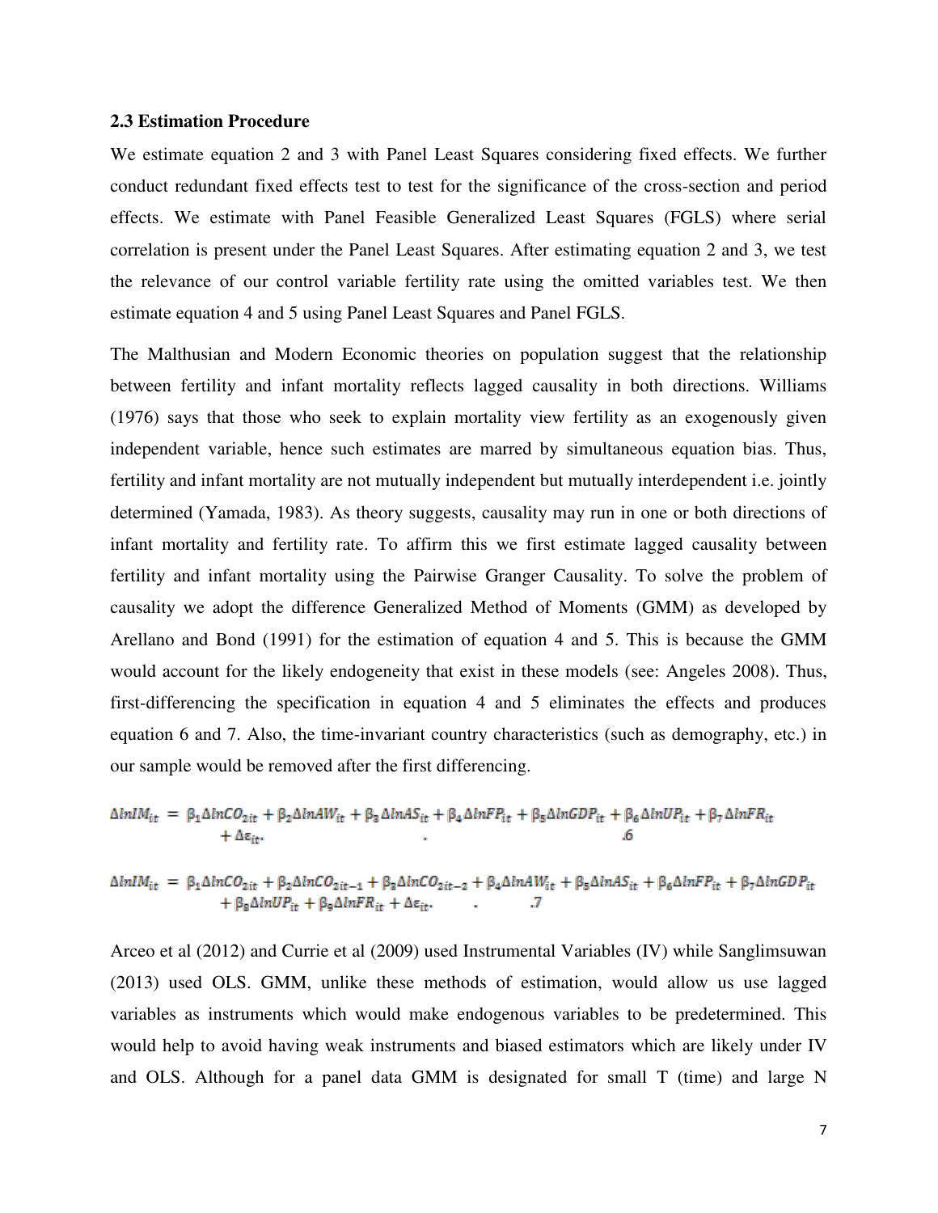### 2.3 Estimation Procedure

We estimate equation 2 and 3 with Panel Least Squares considering fixed effects. We further conduct redundant fixed effects test to test for the significance of the cross-section and period effects. We estimate with Panel Feasible Generalized Least Squares (FGLS) where serial correlation is present under the Panel Least Squares. After estimating equation 2 and 3, we test the relevance of our control variable fertility rate using the omitted variables test. We then estimate equation 4 and 5 using Panel Least Squares and Panel FGLS.

The Malthusian and Modern Economic theories on population suggest that the relationship between fertility and infant mortality reflects lagged causality in both directions. Williams (1976) says that those who seek to explain mortality view fertility as an exogenously given independent variable, hence such estimates are marred by simultaneous equation bias. Thus, fertility and infant mortality are not mutually independent but mutually interdependent i.e. jointly determined (Yamada, 1983). As theory suggests, causality may run in one or both directions of infant mortality and fertility rate. To affirm this we first estimate lagged causality between fertility and infant mortality using the Pairwise Granger Causality. To solve the problem of causality we adopt the difference Generalized Method of Moments (GMM) as developed by Arellano and Bond (1991) for the estimation of equation 4 and 5. This is because the GMM would account for the likely endogeneity that exist in these models (see: Angeles 2008). Thus, first-differencing the specification in equation 4 and 5 eliminates the effects and produces equation 6 and 7. Also, the time-invariant country characteristics (such as demography, etc.) in our sample would be removed after the first differencing.

$$\Delta lnIM_{it} = \beta_1 \Delta lnCO_{2it} + \beta_2 \Delta lnAW_{it} + \beta_3 \Delta lnAS_{it} + \beta_4 \Delta lnFP_{it} + \beta_5 \Delta lnGDP_{it} + \beta_6 \Delta lnUP_{it} + \beta_7 \Delta lnFR_{it} + \Delta\varepsilon_{it}. \quad .6$$

$$\Delta lnIM_{it} = \beta_1 \Delta lnCO_{2it} + \beta_2 \Delta lnCO_{2it-1} + \beta_3 \Delta lnCO_{2it-2} + \beta_4 \Delta lnAW_{it} + \beta_5 \Delta lnAS_{it} + \beta_6 \Delta lnFP_{it} + \beta_7 \Delta lnGDP_{it} + \beta_8 \Delta lnUP_{it} + \beta_9 \Delta lnFR_{it} + \Delta\varepsilon_{it}. \quad .7$$

Arceo et al (2012) and Currie et al (2009) used Instrumental Variables (IV) while Sanglimsuwan (2013) used OLS. GMM, unlike these methods of estimation, would allow us use lagged variables as instruments which would make endogenous variables to be predetermined. This would help to avoid having weak instruments and biased estimators which are likely under IV and OLS. Although for a panel data GMM is designated for small T (time) and large N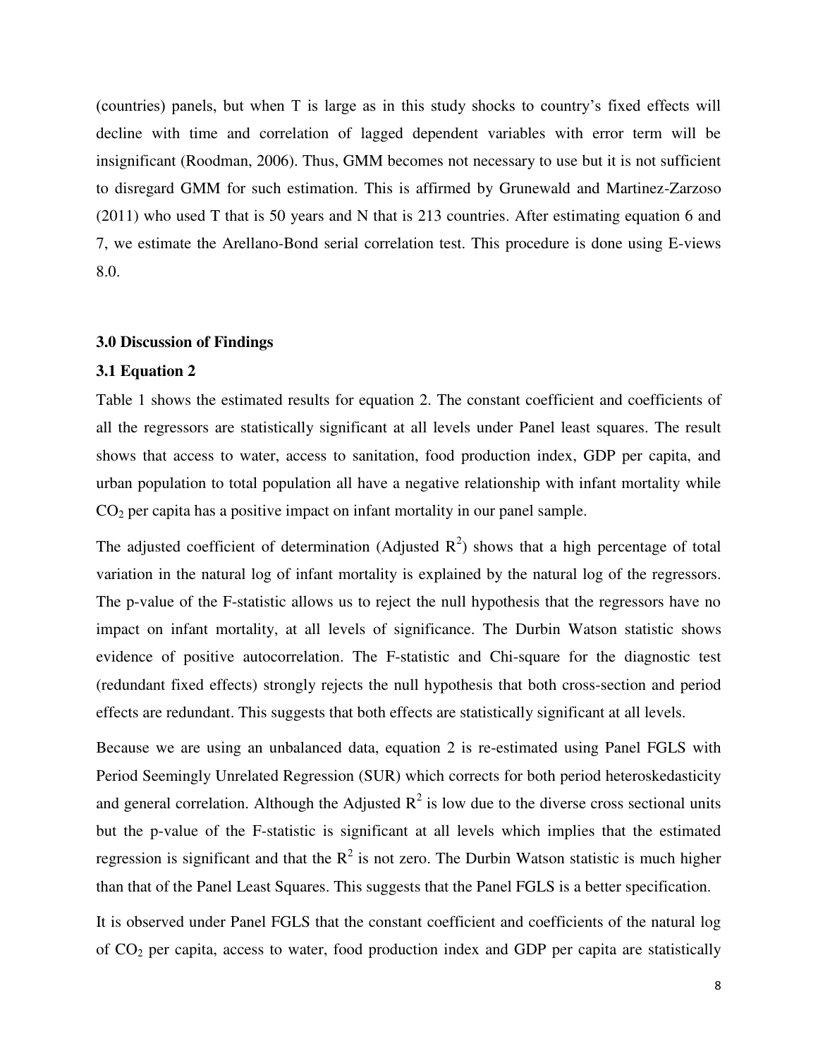(countries) panels, but when T is large as in this study shocks to country's fixed effects will decline with time and correlation of lagged dependent variables with error term will be insignificant (Roodman, 2006). Thus, GMM becomes not necessary to use but it is not sufficient to disregard GMM for such estimation. This is affirmed by Grunewald and Martinez-Zarzoso (2011) who used T that is 50 years and N that is 213 countries. After estimating equation 6 and 7, we estimate the Arellano-Bond serial correlation test. This procedure is done using E-views 8.0.

### 3.0 Discussion of Findings

### 3.1 Equation 2

Table 1 shows the estimated results for equation 2. The constant coefficient and coefficients of all the regressors are statistically significant at all levels under Panel least squares. The result shows that access to water, access to sanitation, food production index, GDP per capita, and urban population to total population all have a negative relationship with infant mortality while $CO_2$ per capita has a positive impact on infant mortality in our panel sample.

The adjusted coefficient of determination (Adjusted $R^2$) shows that a high percentage of total variation in the natural log of infant mortality is explained by the natural log of the regressors. The p-value of the F-statistic allows us to reject the null hypothesis that the regressors have no impact on infant mortality, at all levels of significance. The Durbin Watson statistic shows evidence of positive autocorrelation. The F-statistic and Chi-square for the diagnostic test (redundant fixed effects) strongly rejects the null hypothesis that both cross-section and period effects are redundant. This suggests that both effects are statistically significant at all levels.

Because we are using an unbalanced data, equation 2 is re-estimated using Panel FGLS with Period Seemingly Unrelated Regression (SUR) which corrects for both period heteroskedasticity and general correlation. Although the Adjusted $R^2$ is low due to the diverse cross sectional units but the p-value of the F-statistic is significant at all levels which implies that the estimated regression is significant and that the $R^2$ is not zero. The Durbin Watson statistic is much higher than that of the Panel Least Squares. This suggests that the Panel FGLS is a better specification.

It is observed under Panel FGLS that the constant coefficient and coefficients of the natural log of $CO_2$ per capita, access to water, food production index and GDP per capita are statistically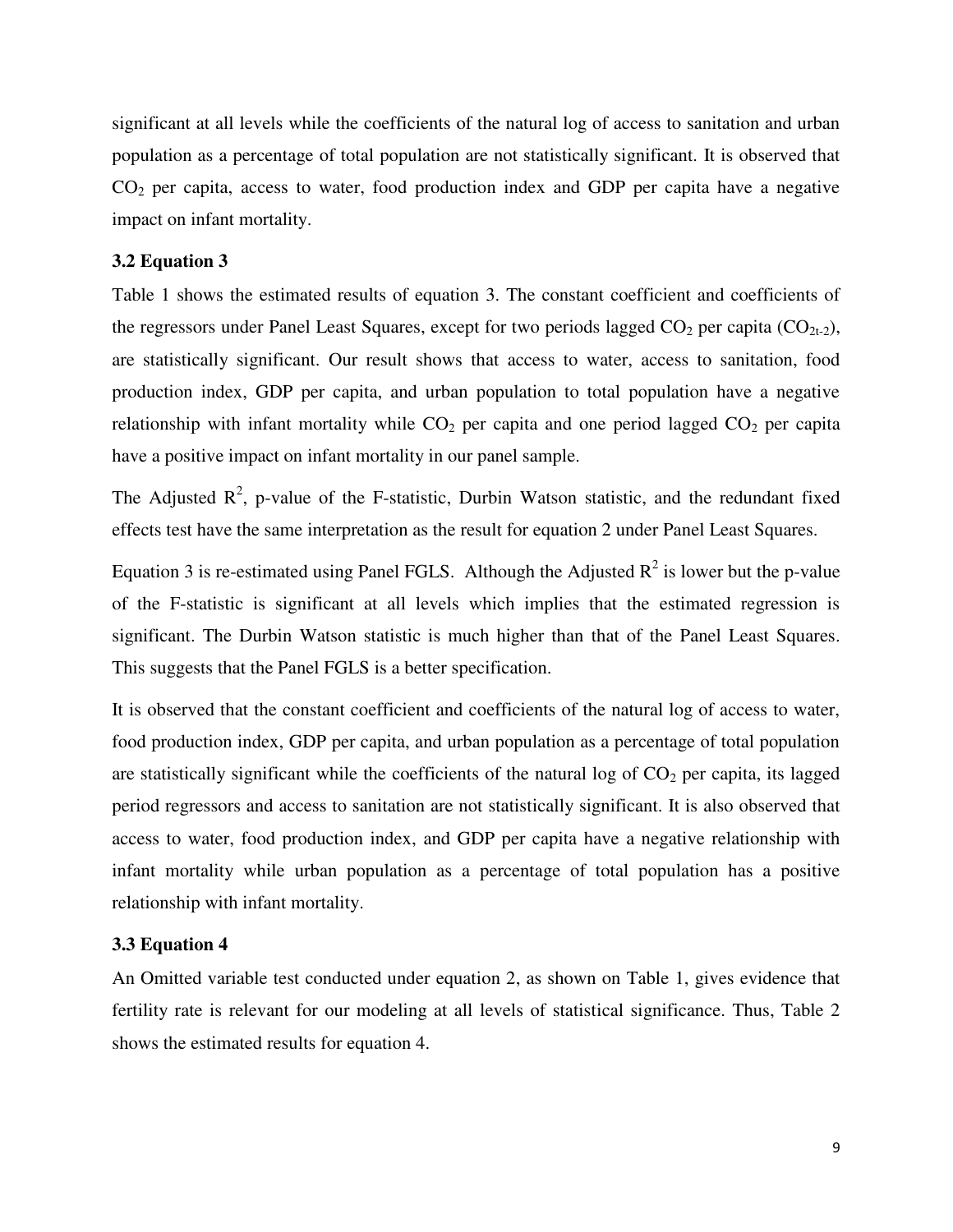significant at all levels while the coefficients of the natural log of access to sanitation and urban population as a percentage of total population are not statistically significant. It is observed that $CO_2$ per capita, access to water, food production index and GDP per capita have a negative impact on infant mortality.

### 3.2 Equation 3

Table 1 shows the estimated results of equation 3. The constant coefficient and coefficients of the regressors under Panel Least Squares, except for two periods lagged $CO_2$ per capita ($CO_{2t-2}$), are statistically significant. Our result shows that access to water, access to sanitation, food production index, GDP per capita, and urban population to total population have a negative relationship with infant mortality while $CO_2$ per capita and one period lagged $CO_2$ per capita have a positive impact on infant mortality in our panel sample.

The Adjusted $R^2$, p-value of the F-statistic, Durbin Watson statistic, and the redundant fixed effects test have the same interpretation as the result for equation 2 under Panel Least Squares.

Equation 3 is re-estimated using Panel FGLS. Although the Adjusted $R^2$ is lower but the p-value of the F-statistic is significant at all levels which implies that the estimated regression is significant. The Durbin Watson statistic is much higher than that of the Panel Least Squares. This suggests that the Panel FGLS is a better specification.

It is observed that the constant coefficient and coefficients of the natural log of access to water, food production index, GDP per capita, and urban population as a percentage of total population are statistically significant while the coefficients of the natural log of $CO_2$ per capita, its lagged period regressors and access to sanitation are not statistically significant. It is also observed that access to water, food production index, and GDP per capita have a negative relationship with infant mortality while urban population as a percentage of total population has a positive relationship with infant mortality.

### 3.3 Equation 4

An Omitted variable test conducted under equation 2, as shown on Table 1, gives evidence that fertility rate is relevant for our modeling at all levels of statistical significance. Thus, Table 2 shows the estimated results for equation 4.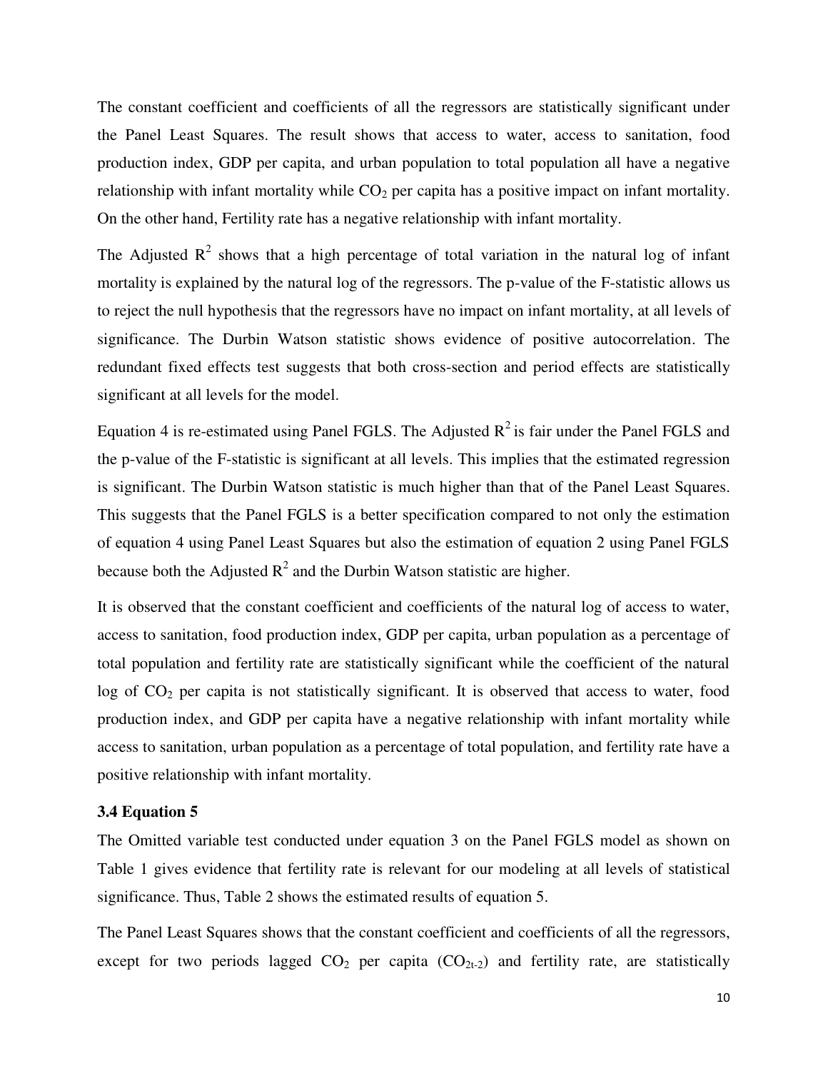The constant coefficient and coefficients of all the regressors are statistically significant under the Panel Least Squares. The result shows that access to water, access to sanitation, food production index, GDP per capita, and urban population to total population all have a negative relationship with infant mortality while $CO_2$ per capita has a positive impact on infant mortality. On the other hand, Fertility rate has a negative relationship with infant mortality.

The Adjusted $R^2$ shows that a high percentage of total variation in the natural log of infant mortality is explained by the natural log of the regressors. The p-value of the F-statistic allows us to reject the null hypothesis that the regressors have no impact on infant mortality, at all levels of significance. The Durbin Watson statistic shows evidence of positive autocorrelation. The redundant fixed effects test suggests that both cross-section and period effects are statistically significant at all levels for the model.

Equation 4 is re-estimated using Panel FGLS. The Adjusted $R^2$ is fair under the Panel FGLS and the p-value of the F-statistic is significant at all levels. This implies that the estimated regression is significant. The Durbin Watson statistic is much higher than that of the Panel Least Squares. This suggests that the Panel FGLS is a better specification compared to not only the estimation of equation 4 using Panel Least Squares but also the estimation of equation 2 using Panel FGLS because both the Adjusted $R^2$ and the Durbin Watson statistic are higher.

It is observed that the constant coefficient and coefficients of the natural log of access to water, access to sanitation, food production index, GDP per capita, urban population as a percentage of total population and fertility rate are statistically significant while the coefficient of the natural log of $CO_2$ per capita is not statistically significant. It is observed that access to water, food production index, and GDP per capita have a negative relationship with infant mortality while access to sanitation, urban population as a percentage of total population, and fertility rate have a positive relationship with infant mortality.

### 3.4 Equation 5

The Omitted variable test conducted under equation 3 on the Panel FGLS model as shown on Table 1 gives evidence that fertility rate is relevant for our modeling at all levels of statistical significance. Thus, Table 2 shows the estimated results of equation 5.

The Panel Least Squares shows that the constant coefficient and coefficients of all the regressors, except for two periods lagged $CO_2$ per capita ($CO_{2t-2}$) and fertility rate, are statistically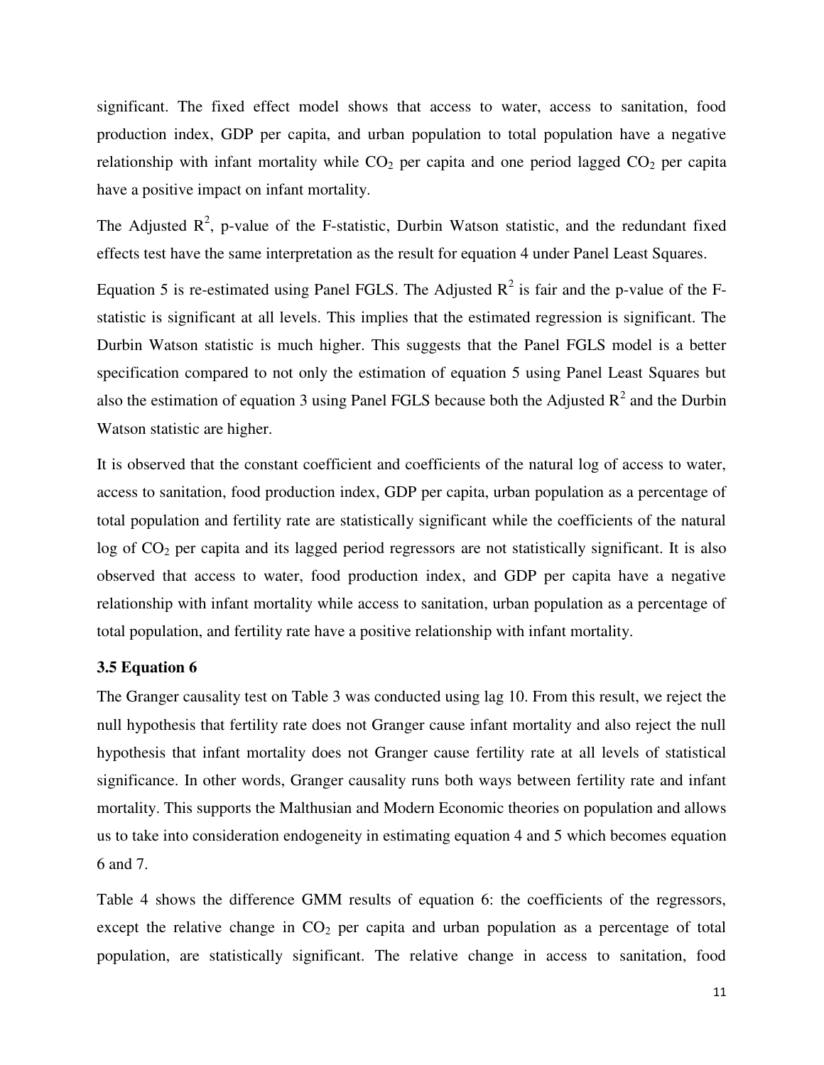significant. The fixed effect model shows that access to water, access to sanitation, food production index, GDP per capita, and urban population to total population have a negative relationship with infant mortality while $CO_2$ per capita and one period lagged $CO_2$ per capita have a positive impact on infant mortality.

The Adjusted $R^2$, p-value of the F-statistic, Durbin Watson statistic, and the redundant fixed effects test have the same interpretation as the result for equation 4 under Panel Least Squares.

Equation 5 is re-estimated using Panel FGLS. The Adjusted $R^2$ is fair and the p-value of the F-statistic is significant at all levels. This implies that the estimated regression is significant. The Durbin Watson statistic is much higher. This suggests that the Panel FGLS model is a better specification compared to not only the estimation of equation 5 using Panel Least Squares but also the estimation of equation 3 using Panel FGLS because both the Adjusted $R^2$ and the Durbin Watson statistic are higher.

It is observed that the constant coefficient and coefficients of the natural log of access to water, access to sanitation, food production index, GDP per capita, urban population as a percentage of total population and fertility rate are statistically significant while the coefficients of the natural log of $CO_2$ per capita and its lagged period regressors are not statistically significant. It is also observed that access to water, food production index, and GDP per capita have a negative relationship with infant mortality while access to sanitation, urban population as a percentage of total population, and fertility rate have a positive relationship with infant mortality.

### 3.5 Equation 6

The Granger causality test on Table 3 was conducted using lag 10. From this result, we reject the null hypothesis that fertility rate does not Granger cause infant mortality and also reject the null hypothesis that infant mortality does not Granger cause fertility rate at all levels of statistical significance. In other words, Granger causality runs both ways between fertility rate and infant mortality. This supports the Malthusian and Modern Economic theories on population and allows us to take into consideration endogeneity in estimating equation 4 and 5 which becomes equation 6 and 7.

Table 4 shows the difference GMM results of equation 6: the coefficients of the regressors, except the relative change in $CO_2$ per capita and urban population as a percentage of total population, are statistically significant. The relative change in access to sanitation, food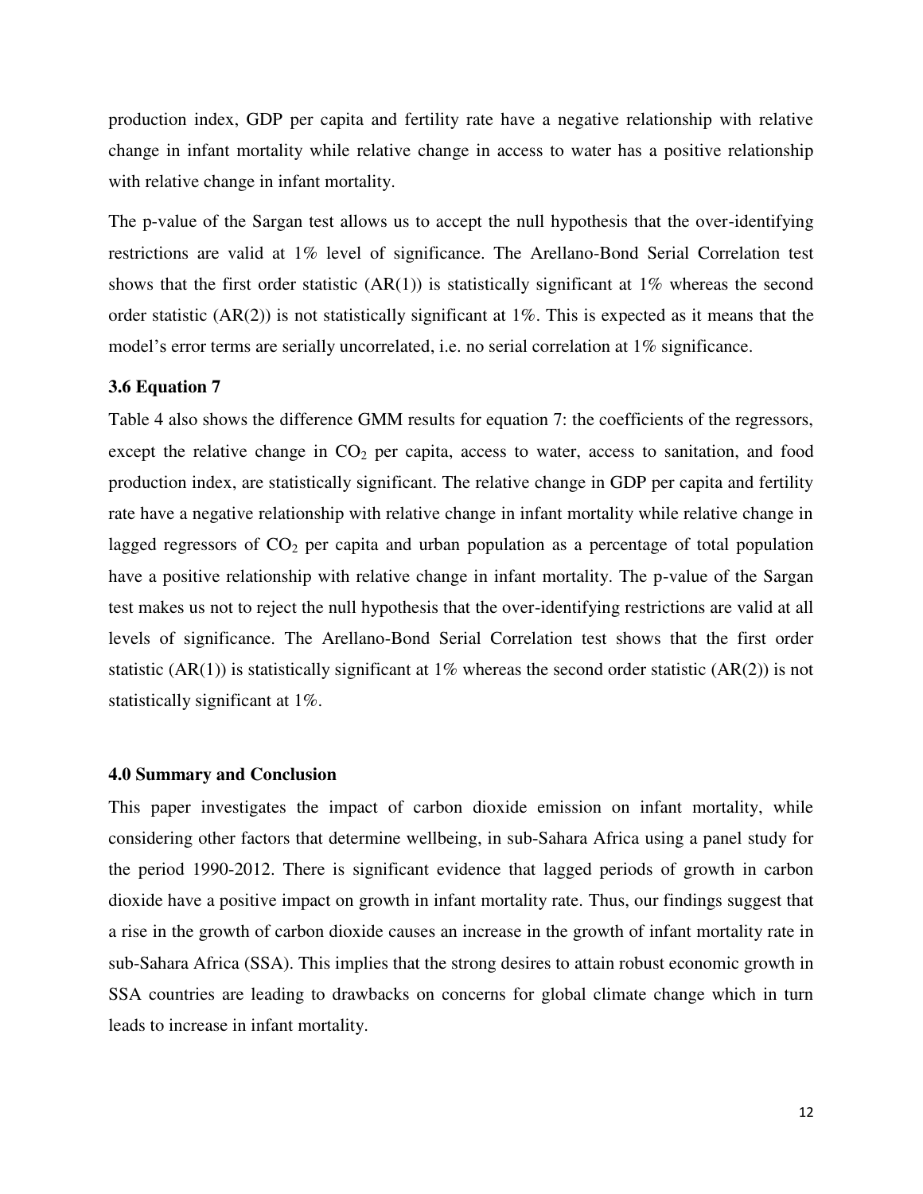production index, GDP per capita and fertility rate have a negative relationship with relative change in infant mortality while relative change in access to water has a positive relationship with relative change in infant mortality.

The p-value of the Sargan test allows us to accept the null hypothesis that the over-identifying restrictions are valid at 1% level of significance. The Arellano-Bond Serial Correlation test shows that the first order statistic (AR(1)) is statistically significant at 1% whereas the second order statistic (AR(2)) is not statistically significant at 1%. This is expected as it means that the model's error terms are serially uncorrelated, i.e. no serial correlation at 1% significance.

### 3.6 Equation 7

Table 4 also shows the difference GMM results for equation 7: the coefficients of the regressors, except the relative change in $CO_2$ per capita, access to water, access to sanitation, and food production index, are statistically significant. The relative change in GDP per capita and fertility rate have a negative relationship with relative change in infant mortality while relative change in lagged regressors of $CO_2$ per capita and urban population as a percentage of total population have a positive relationship with relative change in infant mortality. The p-value of the Sargan test makes us not to reject the null hypothesis that the over-identifying restrictions are valid at all levels of significance. The Arellano-Bond Serial Correlation test shows that the first order statistic (AR(1)) is statistically significant at 1% whereas the second order statistic (AR(2)) is not statistically significant at 1%.

## 4.0 Summary and Conclusion

This paper investigates the impact of carbon dioxide emission on infant mortality, while considering other factors that determine wellbeing, in sub-Sahara Africa using a panel study for the period 1990-2012. There is significant evidence that lagged periods of growth in carbon dioxide have a positive impact on growth in infant mortality rate. Thus, our findings suggest that a rise in the growth of carbon dioxide causes an increase in the growth of infant mortality rate in sub-Sahara Africa (SSA). This implies that the strong desires to attain robust economic growth in SSA countries are leading to drawbacks on concerns for global climate change which in turn leads to increase in infant mortality.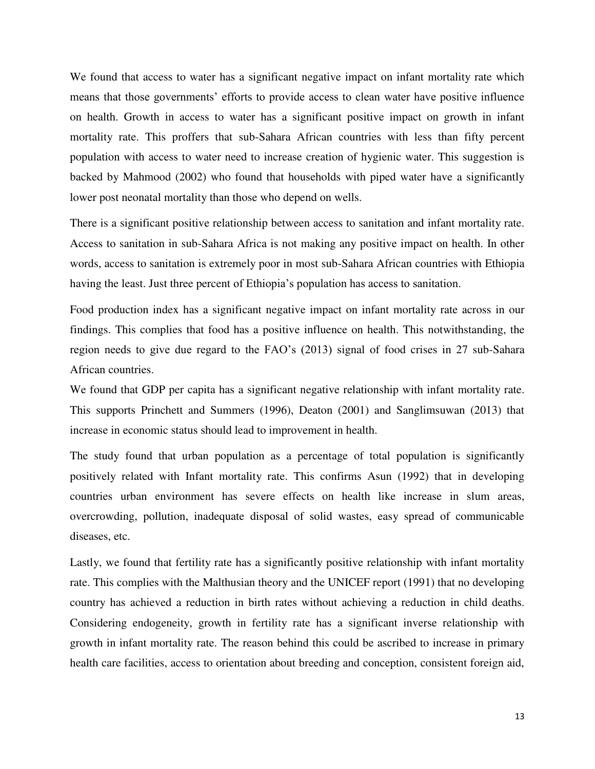We found that access to water has a significant negative impact on infant mortality rate which means that those governments' efforts to provide access to clean water have positive influence on health. Growth in access to water has a significant positive impact on growth in infant mortality rate. This proffers that sub-Sahara African countries with less than fifty percent population with access to water need to increase creation of hygienic water. This suggestion is backed by Mahmood (2002) who found that households with piped water have a significantly lower post neonatal mortality than those who depend on wells.

There is a significant positive relationship between access to sanitation and infant mortality rate. Access to sanitation in sub-Sahara Africa is not making any positive impact on health. In other words, access to sanitation is extremely poor in most sub-Sahara African countries with Ethiopia having the least. Just three percent of Ethiopia's population has access to sanitation.

Food production index has a significant negative impact on infant mortality rate across in our findings. This complies that food has a positive influence on health. This notwithstanding, the region needs to give due regard to the FAO's (2013) signal of food crises in 27 sub-Sahara African countries.

We found that GDP per capita has a significant negative relationship with infant mortality rate. This supports Princhett and Summers (1996), Deaton (2001) and Sanglimsuwan (2013) that increase in economic status should lead to improvement in health.

The study found that urban population as a percentage of total population is significantly positively related with Infant mortality rate. This confirms Asun (1992) that in developing countries urban environment has severe effects on health like increase in slum areas, overcrowding, pollution, inadequate disposal of solid wastes, easy spread of communicable diseases, etc.

Lastly, we found that fertility rate has a significantly positive relationship with infant mortality rate. This complies with the Malthusian theory and the UNICEF report (1991) that no developing country has achieved a reduction in birth rates without achieving a reduction in child deaths. Considering endogeneity, growth in fertility rate has a significant inverse relationship with growth in infant mortality rate. The reason behind this could be ascribed to increase in primary health care facilities, access to orientation about breeding and conception, consistent foreign aid,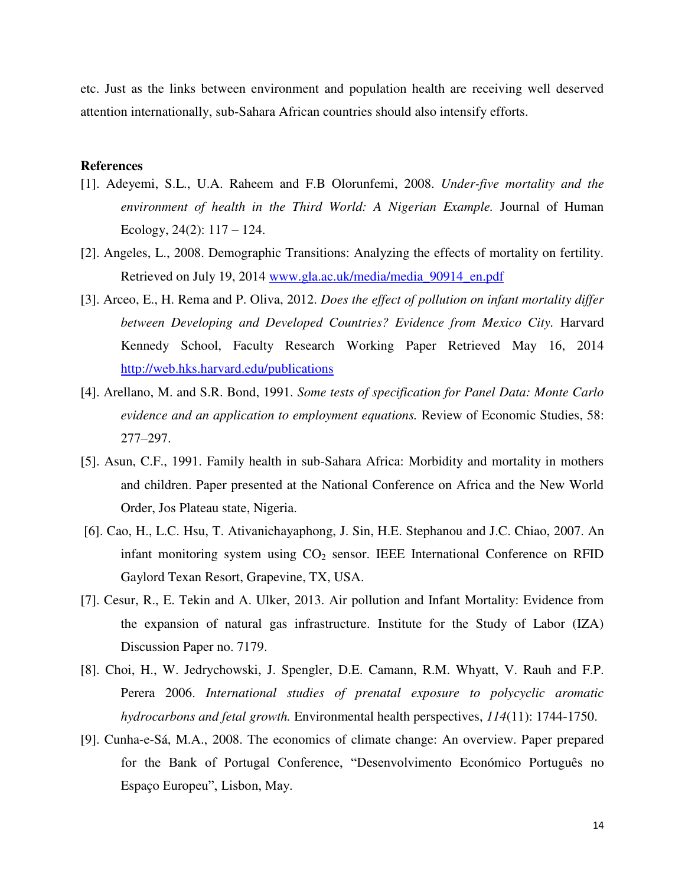etc. Just as the links between environment and population health are receiving well deserved attention internationally, sub-Sahara African countries should also intensify efforts.

**References**

[1]. Adeyemi, S.L., U.A. Raheem and F.B Olorunfemi, 2008. *Under-five mortality and the environment of health in the Third World: A Nigerian Example.* Journal of Human Ecology, 24(2): 117 – 124.

[2]. Angeles, L., 2008. Demographic Transitions: Analyzing the effects of mortality on fertility. Retrieved on July 19, 2014 www.gla.ac.uk/media/media_90914_en.pdf

[3]. Arceo, E., H. Rema and P. Oliva, 2012. *Does the effect of pollution on infant mortality differ between Developing and Developed Countries? Evidence from Mexico City.* Harvard Kennedy School, Faculty Research Working Paper Retrieved May 16, 2014 http://web.hks.harvard.edu/publications

[4]. Arellano, M. and S.R. Bond, 1991. *Some tests of specification for Panel Data: Monte Carlo evidence and an application to employment equations.* Review of Economic Studies, 58: 277–297.

[5]. Asun, C.F., 1991. Family health in sub-Sahara Africa: Morbidity and mortality in mothers and children. Paper presented at the National Conference on Africa and the New World Order, Jos Plateau state, Nigeria.

[6]. Cao, H., L.C. Hsu, T. Ativanichayaphong, J. Sin, H.E. Stephanou and J.C. Chiao, 2007. An infant monitoring system using $CO_2$ sensor. IEEE International Conference on RFID Gaylord Texan Resort, Grapevine, TX, USA.

[7]. Cesur, R., E. Tekin and A. Ulker, 2013. Air pollution and Infant Mortality: Evidence from the expansion of natural gas infrastructure. Institute for the Study of Labor (IZA) Discussion Paper no. 7179.

[8]. Choi, H., W. Jedrychowski, J. Spengler, D.E. Camann, R.M. Whyatt, V. Rauh and F.P. Perera 2006. *International studies of prenatal exposure to polycyclic aromatic hydrocarbons and fetal growth.* Environmental health perspectives, *114*(11): 1744-1750.

[9]. Cunha-e-Sá, M.A., 2008. The economics of climate change: An overview. Paper prepared for the Bank of Portugal Conference, "Desenvolvimento Económico Português no Espaço Europeu", Lisbon, May.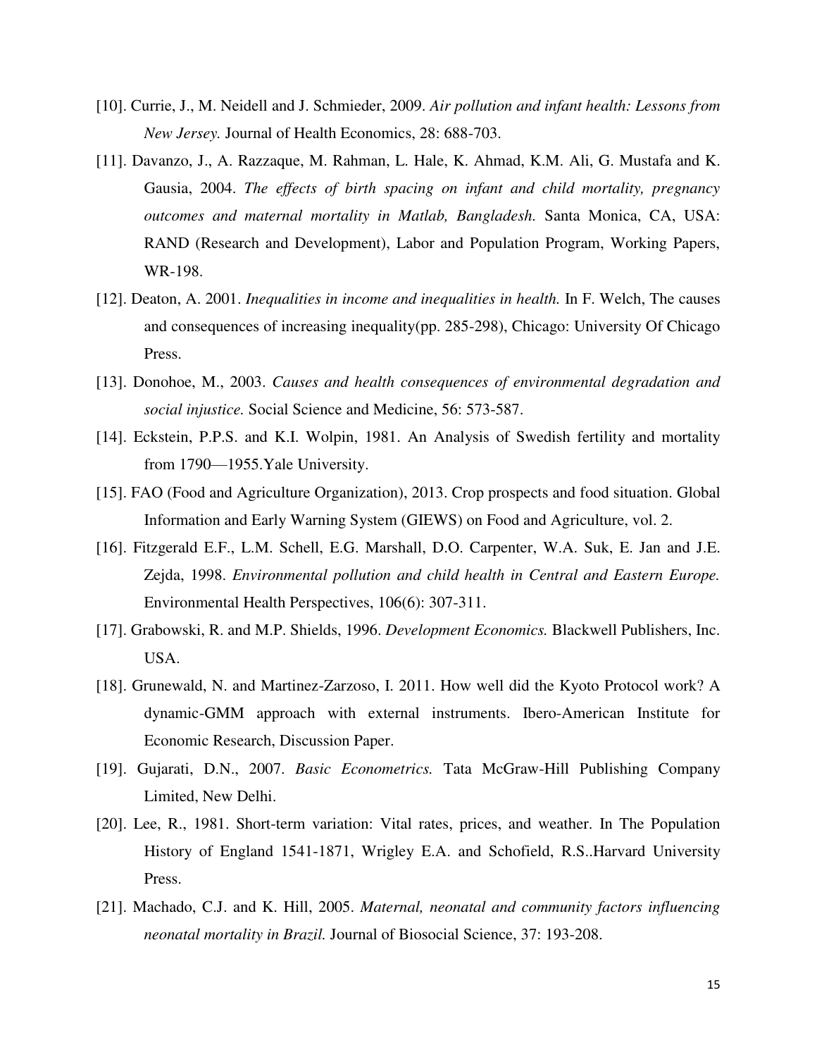[10]. Currie, J., M. Neidell and J. Schmieder, 2009. *Air pollution and infant health: Lessons from New Jersey.* Journal of Health Economics, 28: 688-703.

[11]. Davanzo, J., A. Razzaque, M. Rahman, L. Hale, K. Ahmad, K.M. Ali, G. Mustafa and K. Gausia, 2004. *The effects of birth spacing on infant and child mortality, pregnancy outcomes and maternal mortality in Matlab, Bangladesh.* Santa Monica, CA, USA: RAND (Research and Development), Labor and Population Program, Working Papers, WR-198.

[12]. Deaton, A. 2001. *Inequalities in income and inequalities in health.* In F. Welch, The causes and consequences of increasing inequality(pp. 285-298), Chicago: University Of Chicago Press.

[13]. Donohoe, M., 2003. *Causes and health consequences of environmental degradation and social injustice.* Social Science and Medicine, 56: 573-587.

[14]. Eckstein, P.P.S. and K.I. Wolpin, 1981. An Analysis of Swedish fertility and mortality from 1790—1955.Yale University.

[15]. FAO (Food and Agriculture Organization), 2013. Crop prospects and food situation. Global Information and Early Warning System (GIEWS) on Food and Agriculture, vol. 2.

[16]. Fitzgerald E.F., L.M. Schell, E.G. Marshall, D.O. Carpenter, W.A. Suk, E. Jan and J.E. Zejda, 1998. *Environmental pollution and child health in Central and Eastern Europe.* Environmental Health Perspectives, 106(6): 307-311.

[17]. Grabowski, R. and M.P. Shields, 1996. *Development Economics.* Blackwell Publishers, Inc. USA.

[18]. Grunewald, N. and Martinez-Zarzoso, I. 2011. How well did the Kyoto Protocol work? A dynamic-GMM approach with external instruments. Ibero-American Institute for Economic Research, Discussion Paper.

[19]. Gujarati, D.N., 2007. *Basic Econometrics.* Tata McGraw-Hill Publishing Company Limited, New Delhi.

[20]. Lee, R., 1981. Short-term variation: Vital rates, prices, and weather. In The Population History of England 1541-1871, Wrigley E.A. and Schofield, R.S..Harvard University Press.

[21]. Machado, C.J. and K. Hill, 2005. *Maternal, neonatal and community factors influencing neonatal mortality in Brazil.* Journal of Biosocial Science, 37: 193-208.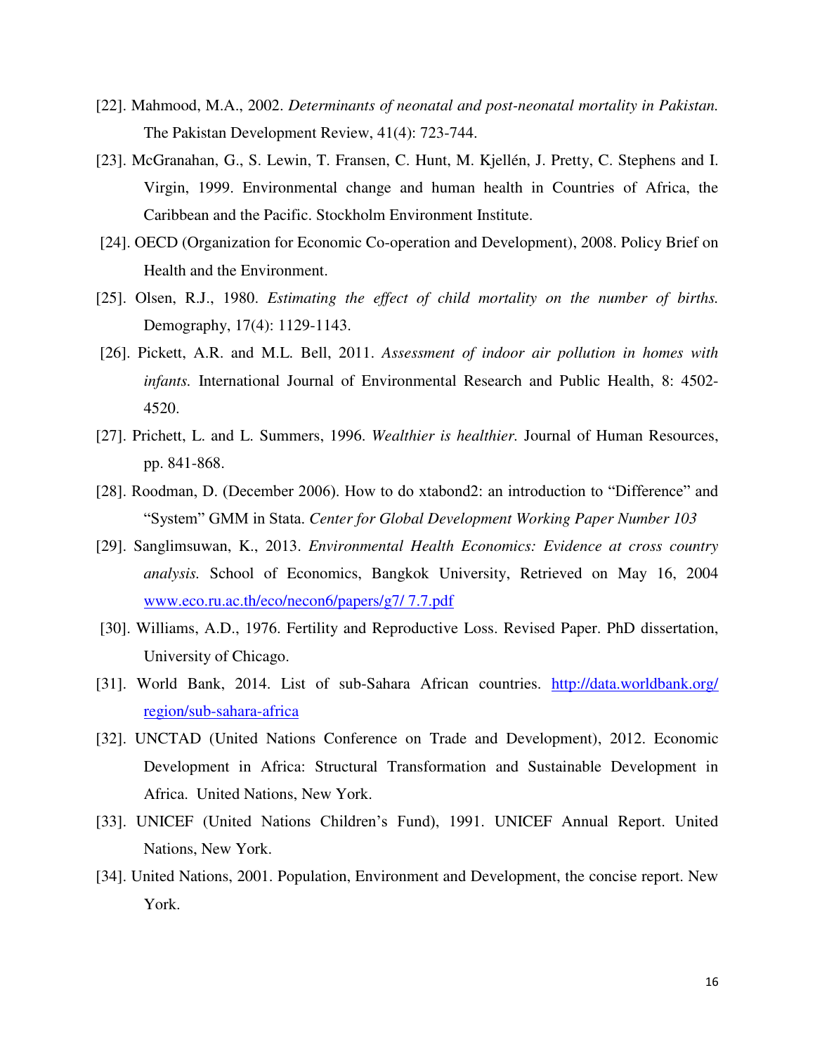[22]. Mahmood, M.A., 2002. *Determinants of neonatal and post-neonatal mortality in Pakistan.* The Pakistan Development Review, 41(4): 723-744.

[23]. McGranahan, G., S. Lewin, T. Fransen, C. Hunt, M. Kjellén, J. Pretty, C. Stephens and I. Virgin, 1999. Environmental change and human health in Countries of Africa, the Caribbean and the Pacific. Stockholm Environment Institute.

[24]. OECD (Organization for Economic Co-operation and Development), 2008. Policy Brief on Health and the Environment.

[25]. Olsen, R.J., 1980. *Estimating the effect of child mortality on the number of births.* Demography, 17(4): 1129-1143.

[26]. Pickett, A.R. and M.L. Bell, 2011. *Assessment of indoor air pollution in homes with infants.* International Journal of Environmental Research and Public Health, 8: 4502-4520.

[27]. Prichett, L. and L. Summers, 1996. *Wealthier is healthier.* Journal of Human Resources, pp. 841-868.

[28]. Roodman, D. (December 2006). How to do xtabond2: an introduction to "Difference" and "System" GMM in Stata. *Center for Global Development Working Paper Number 103*

[29]. Sanglimsuwan, K., 2013. *Environmental Health Economics: Evidence at cross country analysis.* School of Economics, Bangkok University, Retrieved on May 16, 2004 [www.eco.ru.ac.th/eco/necon6/papers/g7/ 7.7.pdf](www.eco.ru.ac.th/eco/necon6/papers/g7/7.7.pdf)

[30]. Williams, A.D., 1976. Fertility and Reproductive Loss. Revised Paper. PhD dissertation, University of Chicago.

[31]. World Bank, 2014. List of sub-Sahara African countries. [http://data.worldbank.org/region/sub-sahara-africa](http://data.worldbank.org/region/sub-sahara-africa)

[32]. UNCTAD (United Nations Conference on Trade and Development), 2012. Economic Development in Africa: Structural Transformation and Sustainable Development in Africa. United Nations, New York.

[33]. UNICEF (United Nations Children's Fund), 1991. UNICEF Annual Report. United Nations, New York.

[34]. United Nations, 2001. Population, Environment and Development, the concise report. New York.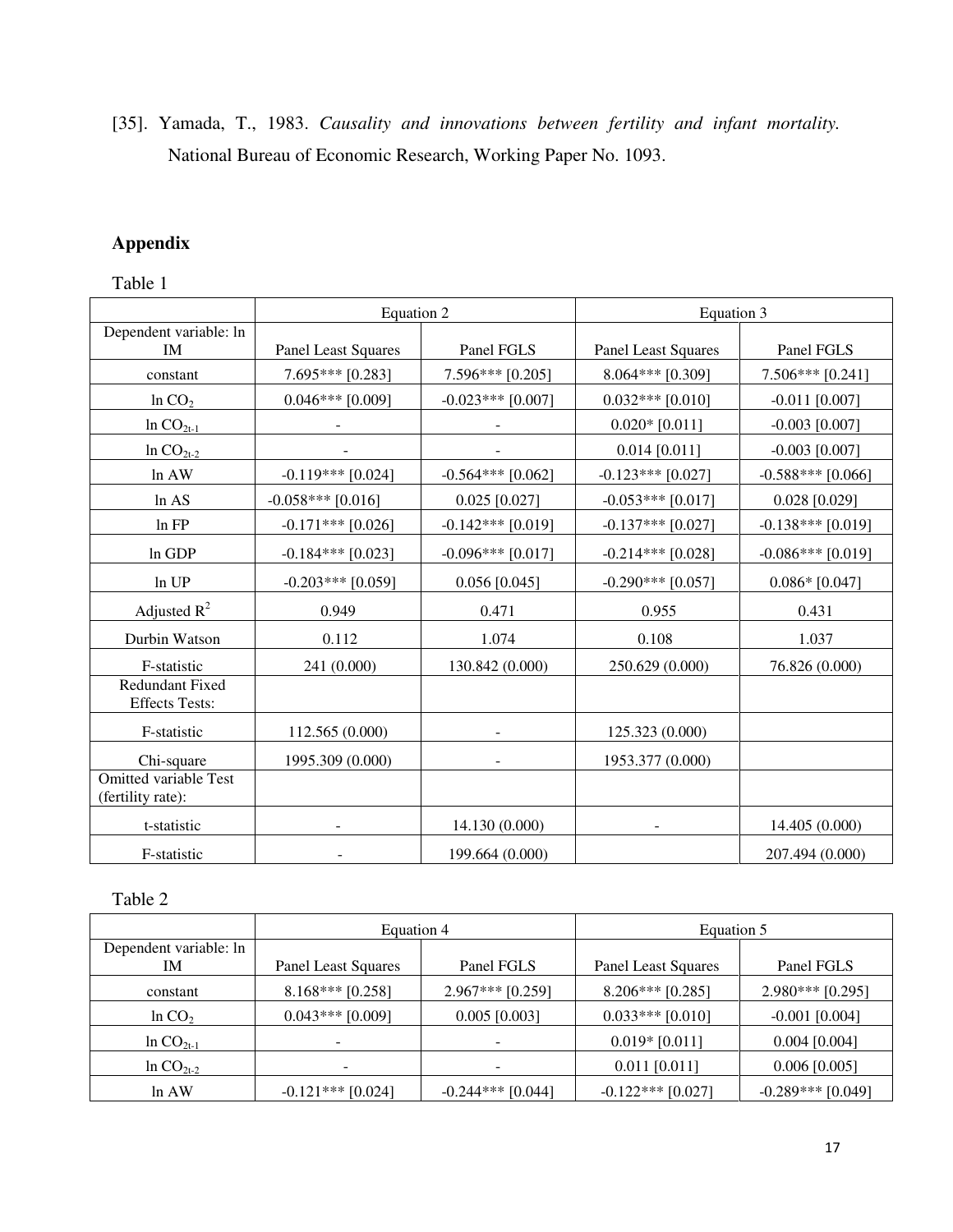[35]. Yamada, T., 1983. *Causality and innovations between fertility and infant mortality.* National Bureau of Economic Research, Working Paper No. 1093.

## Appendix

Table 1

| | Equation 2 | | Equation 3 | |
|---|---|---|---|---|
| Dependent variable: ln IM | Panel Least Squares | Panel FGLS | Panel Least Squares | Panel FGLS |
| constant | 7.695*** [0.283] | 7.596*** [0.205] | 8.064*** [0.309] | 7.506*** [0.241] |
| ln $CO_2$ | 0.046*** [0.009] | -0.023*** [0.007] | 0.032*** [0.010] | -0.011 [0.007] |
| ln $CO_{2t-1}$ | - | - | 0.020* [0.011] | -0.003 [0.007] |
| ln $CO_{2t-2}$ | - | - | 0.014 [0.011] | -0.003 [0.007] |
| ln AW | -0.119*** [0.024] | -0.564*** [0.062] | -0.123*** [0.027] | -0.588*** [0.066] |
| ln AS | -0.058*** [0.016] | 0.025 [0.027] | -0.053*** [0.017] | 0.028 [0.029] |
| ln FP | -0.171*** [0.026] | -0.142*** [0.019] | -0.137*** [0.027] | -0.138*** [0.019] |
| ln GDP | -0.184*** [0.023] | -0.096*** [0.017] | -0.214*** [0.028] | -0.086*** [0.019] |
| ln UP | -0.203*** [0.059] | 0.056 [0.045] | -0.290*** [0.057] | 0.086* [0.047] |
| Adjusted $R^2$ | 0.949 | 0.471 | 0.955 | 0.431 |
| Durbin Watson | 0.112 | 1.074 | 0.108 | 1.037 |
| F-statistic | 241 (0.000) | 130.842 (0.000) | 250.629 (0.000) | 76.826 (0.000) |
| Redundant Fixed Effects Tests: | | | | |
| F-statistic | 112.565 (0.000) | - | 125.323 (0.000) | |
| Chi-square | 1995.309 (0.000) | - | 1953.377 (0.000) | |
| Omitted variable Test (fertility rate): | | | | |
| t-statistic | - | 14.130 (0.000) | - | 14.405 (0.000) |
| F-statistic | - | 199.664 (0.000) | | 207.494 (0.000) |

Table 2

| | Equation 4 | | Equation 5 | |
|---|---|---|---|---|
| Dependent variable: ln IM | Panel Least Squares | Panel FGLS | Panel Least Squares | Panel FGLS |
| constant | 8.168*** [0.258] | 2.967*** [0.259] | 8.206*** [0.285] | 2.980*** [0.295] |
| ln $CO_2$ | 0.043*** [0.009] | 0.005 [0.003] | 0.033*** [0.010] | -0.001 [0.004] |
| ln $CO_{2t-1}$ | - | - | 0.019* [0.011] | 0.004 [0.004] |
| ln $CO_{2t-2}$ | - | - | 0.011 [0.011] | 0.006 [0.005] |
| ln AW | -0.121*** [0.024] | -0.244*** [0.044] | -0.122*** [0.027] | -0.289*** [0.049] |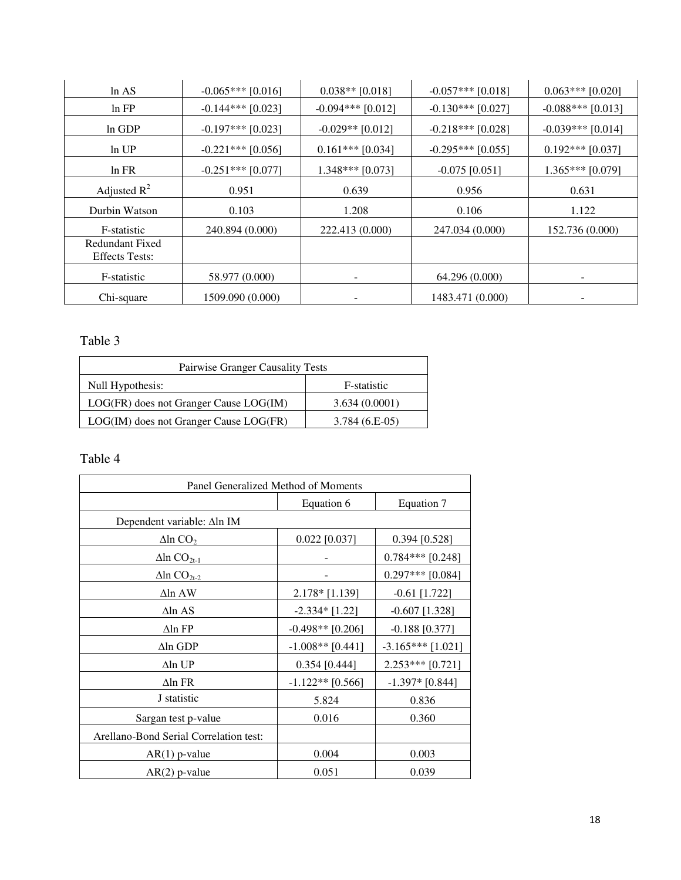| | | | | |
|---|---|---|---|---|
| ln AS | -0.065*** [0.016] | 0.038** [0.018] | -0.057*** [0.018] | 0.063*** [0.020] |
| ln FP | -0.144*** [0.023] | -0.094*** [0.012] | -0.130*** [0.027] | -0.088*** [0.013] |
| ln GDP | -0.197*** [0.023] | -0.029** [0.012] | -0.218*** [0.028] | -0.039*** [0.014] |
| ln UP | -0.221*** [0.056] | 0.161*** [0.034] | -0.295*** [0.055] | 0.192*** [0.037] |
| ln FR | -0.251*** [0.077] | 1.348*** [0.073] | -0.075 [0.051] | 1.365*** [0.079] |
| Adjusted $R^2$ | 0.951 | 0.639 | 0.956 | 0.631 |
| Durbin Watson | 0.103 | 1.208 | 0.106 | 1.122 |
| F-statistic | 240.894 (0.000) | 222.413 (0.000) | 247.034 (0.000) | 152.736 (0.000) |
| Redundant Fixed Effects Tests: | | | | |
| F-statistic | 58.977 (0.000) | - | 64.296 (0.000) | - |
| Chi-square | 1509.090 (0.000) | - | 1483.471 (0.000) | - |

Table 3

| Pairwise Granger Causality Tests | |
|---|---|
| Null Hypothesis: | F-statistic |
| LOG(FR) does not Granger Cause LOG(IM) | 3.634 (0.0001) |
| LOG(IM) does not Granger Cause LOG(FR) | 3.784 (6.E-05) |

Table 4

| Panel Generalized Method of Moments | | |
|---|---|---|
| | Equation 6 | Equation 7 |
| Dependent variable: $\Delta$ln IM | | |
| $\Delta$ln $CO_2$ | 0.022 [0.037] | 0.394 [0.528] |
| $\Delta$ln $CO_{2t-1}$ | - | 0.784*** [0.248] |
| $\Delta$ln $CO_{2t-2}$ | - | 0.297*** [0.084] |
| $\Delta$ln AW | 2.178* [1.139] | -0.61 [1.722] |
| $\Delta$ln AS | -2.334* [1.22] | -0.607 [1.328] |
| $\Delta$ln FP | -0.498** [0.206] | -0.188 [0.377] |
| $\Delta$ln GDP | -1.008** [0.441] | -3.165*** [1.021] |
| $\Delta$ln UP | 0.354 [0.444] | 2.253*** [0.721] |
| $\Delta$ln FR | -1.122** [0.566] | -1.397* [0.844] |
| J statistic | 5.824 | 0.836 |
| Sargan test p-value | 0.016 | 0.360 |
| Arellano-Bond Serial Correlation test: | | |
| AR(1) p-value | 0.004 | 0.003 |
| AR(2) p-value | 0.051 | 0.039 |